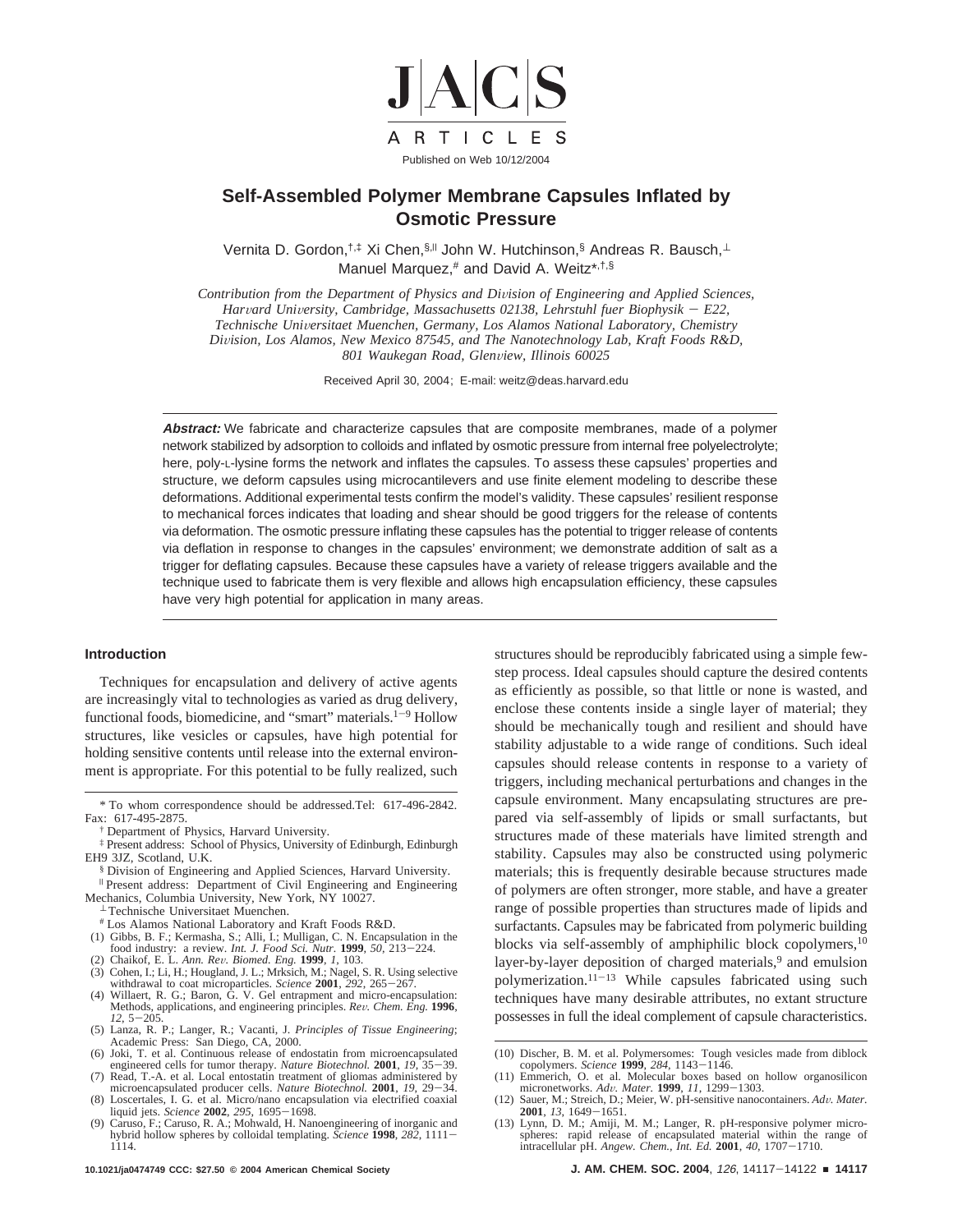# Self-Assembled Polymer Membrane Capsules Inflated by Osmotic Pressure

Vernita D. Gordon,[†,‡] Xi Chen,[§,∥] John W. Hutchinson,[§] Andreas R. Bausch,[⊥] Manuel Marquez,[#] and David A. Weitz*[,†,§]

*Contribution from the Department of Physics and Division of Engineering and Applied Sciences, Harvard University, Cambridge, Massachusetts 02138, Lehrstuhl fuer Biophysik − E22, Technische Universitaet Muenchen, Germany, Los Alamos National Laboratory, Chemistry Division, Los Alamos, New Mexico 87545, and The Nanotechnology Lab, Kraft Foods R&D, 801 Waukegan Road, Glenview, Illinois 60025*

Received April 30, 2004; E-mail: weitz@deas.harvard.edu

**Abstract:** We fabricate and characterize capsules that are composite membranes, made of a polymer network stabilized by adsorption to colloids and inflated by osmotic pressure from internal free polyelectrolyte; here, poly-L-lysine forms the network and inflates the capsules. To assess these capsules' properties and structure, we deform capsules using microcantilevers and use finite element modeling to describe these deformations. Additional experimental tests confirm the model's validity. These capsules' resilient response to mechanical forces indicates that loading and shear should be good triggers for the release of contents via deformation. The osmotic pressure inflating these capsules has the potential to trigger release of contents via deflation in response to changes in the capsules' environment; we demonstrate addition of salt as a trigger for deflating capsules. Because these capsules have a variety of release triggers available and the technique used to fabricate them is very flexible and allows high encapsulation efficiency, these capsules have very high potential for application in many areas.

## Introduction

Techniques for encapsulation and delivery of active agents are increasingly vital to technologies as varied as drug delivery, functional foods, biomedicine, and "smart" materials.[1−9] Hollow structures, like vesicles or capsules, have high potential for holding sensitive contents until release into the external environment is appropriate. For this potential to be fully realized, such structures should be reproducibly fabricated using a simple few-step process. Ideal capsules should capture the desired contents as efficiently as possible, so that little or none is wasted, and enclose these contents inside a single layer of material; they should be mechanically tough and resilient and should have stability adjustable to a wide range of conditions. Such ideal capsules should release contents in response to a variety of triggers, including mechanical perturbations and changes in the capsule environment. Many encapsulating structures are prepared via self-assembly of lipids or small surfactants, but structures made of these materials have limited strength and stability. Capsules may also be constructed using polymeric materials; this is frequently desirable because structures made of polymers are often stronger, more stable, and have a greater range of possible properties than structures made of lipids and surfactants. Capsules may be fabricated from polymeric building blocks via self-assembly of amphiphilic block copolymers,[10] layer-by-layer deposition of charged materials,[9] and emulsion polymerization.[11−13] While capsules fabricated using such techniques have many desirable attributes, no extant structure possesses in full the ideal complement of capsule characteristics.

\* To whom correspondence should be addressed.Tel: 617-496-2842. Fax: 617-495-2875.

† Department of Physics, Harvard University.

‡ Present address: School of Physics, University of Edinburgh, Edinburgh EH9 3JZ, Scotland, U.K.

§ Division of Engineering and Applied Sciences, Harvard University.

∥ Present address: Department of Civil Engineering and Engineering Mechanics, Columbia University, New York, NY 10027.

⊥ Technische Universitaet Muenchen.

\# Los Alamos National Laboratory and Kraft Foods R&D.

(1) Gibbs, B. F.; Kermasha, S.; Alli, I.; Mulligan, C. N. Encapsulation in the food industry: a review. *Int. J. Food Sci. Nutr.* **1999**, *50*, 213−224.
(2) Chaikof, E. L. *Ann. Rev. Biomed. Eng.* **1999**, *1*, 103.
(3) Cohen, I.; Li, H.; Hougland, J. L.; Mrksich, M.; Nagel, S. R. Using selective withdrawal to coat microparticles. *Science* **2001**, *292*, 265−267.
(4) Willaert, R. G.; Baron, G. V. Gel entrapment and micro-encapsulation: Methods, applications, and engineering principles. *Rev. Chem. Eng.* **1996**, *12*, 5−205.
(5) Lanza, R. P.; Langer, R.; Vacanti, J. *Principles of Tissue Engineering*; Academic Press: San Diego, CA, 2000.
(6) Joki, T. et al. Continuous release of endostatin from microencapsulated engineered cells for tumor therapy. *Nature Biotechnol.* **2001**, *19*, 35−39.
(7) Read, T.-A. et al. Local entostatin treatment of gliomas administered by microencapsulated producer cells. *Nature Biotechnol.* **2001**, *19*, 29−34.
(8) Loscertales, I. G. et al. Micro/nano encapsulation via electrified coaxial liquid jets. *Science* **2002**, *295*, 1695−1698.
(9) Caruso, F.; Caruso, R. A.; Mohwald, H. Nanoengineering of inorganic and hybrid hollow spheres by colloidal templating. *Science* **1998**, *282*, 1111−1114.
(10) Discher, B. M. et al. Polymersomes: Tough vesicles made from diblock copolymers. *Science* **1999**, *284*, 1143−1146.
(11) Emmerich, O. et al. Molecular boxes based on hollow organosilicon micronetworks. *Adv. Mater.* **1999**, *11*, 1299−1303.
(12) Sauer, M.; Streich, D.; Meier, W. pH-sensitive nanocontainers. *Adv. Mater.* **2001**, *13*, 1649−1651.
(13) Lynn, D. M.; Amiji, M. M.; Langer, R. pH-responsive polymer microspheres: rapid release of encapsulated material within the range of intracellular pH. *Angew. Chem., Int. Ed.* **2001**, *40*, 1707−1710.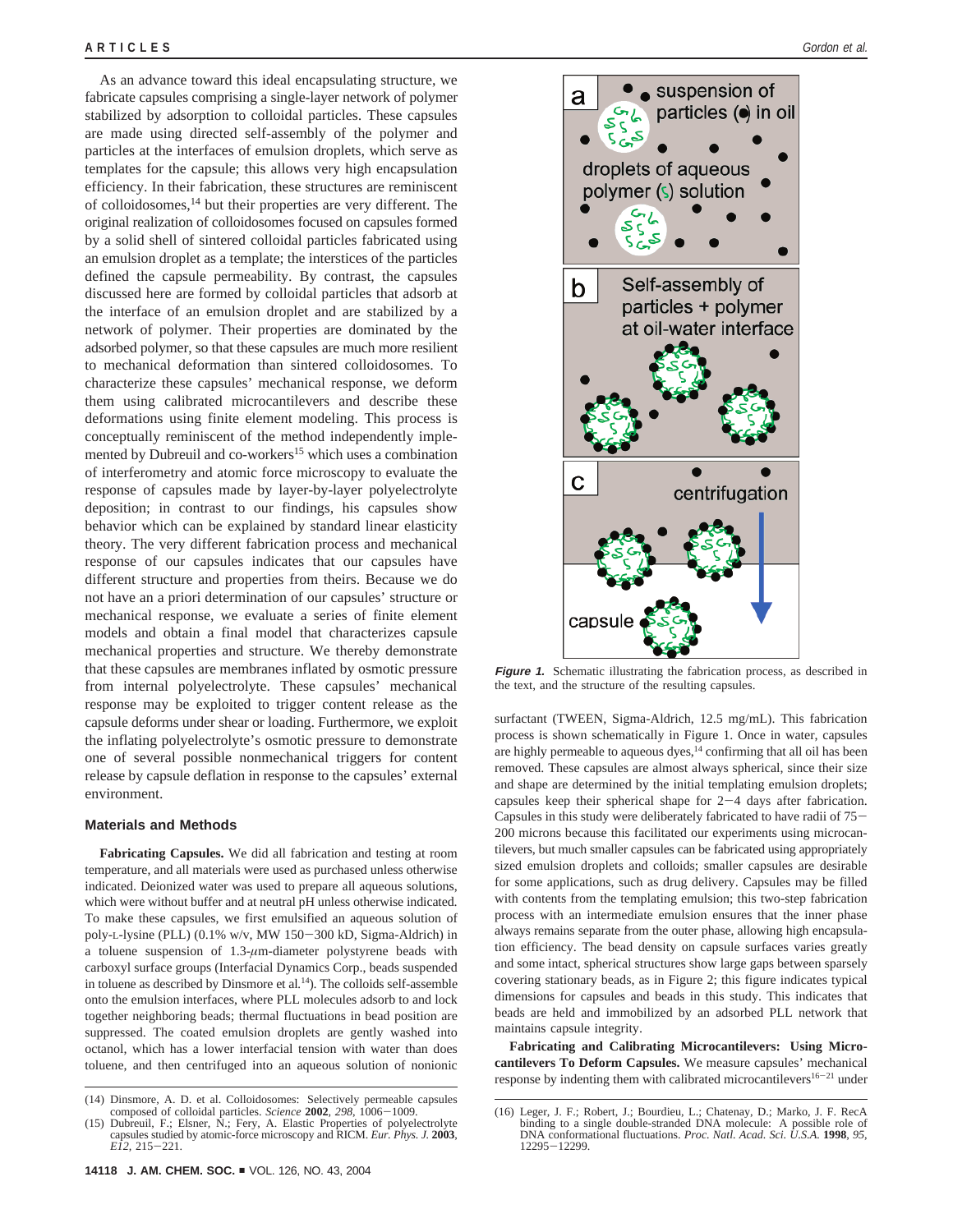As an advance toward this ideal encapsulating structure, we fabricate capsules comprising a single-layer network of polymer stabilized by adsorption to colloidal particles. These capsules are made using directed self-assembly of the polymer and particles at the interfaces of emulsion droplets, which serve as templates for the capsule; this allows very high encapsulation efficiency. In their fabrication, these structures are reminiscent of colloidosomes,[14] but their properties are very different. The original realization of colloidosomes focused on capsules formed by a solid shell of sintered colloidal particles fabricated using an emulsion droplet as a template; the interstices of the particles defined the capsule permeability. By contrast, the capsules discussed here are formed by colloidal particles that adsorb at the interface of an emulsion droplet and are stabilized by a network of polymer. Their properties are dominated by the adsorbed polymer, so that these capsules are much more resilient to mechanical deformation than sintered colloidosomes. To characterize these capsules' mechanical response, we deform them using calibrated microcantilevers and describe these deformations using finite element modeling. This process is conceptually reminiscent of the method independently implemented by Dubreuil and co-workers[15] which uses a combination of interferometry and atomic force microscopy to evaluate the response of capsules made by layer-by-layer polyelectrolyte deposition; in contrast to our findings, his capsules show behavior which can be explained by standard linear elasticity theory. The very different fabrication process and mechanical response of our capsules indicates that our capsules have different structure and properties from theirs. Because we do not have an a priori determination of our capsules' structure or mechanical response, we evaluate a series of finite element models and obtain a final model that characterizes capsule mechanical properties and structure. We thereby demonstrate that these capsules are membranes inflated by osmotic pressure from internal polyelectrolyte. These capsules' mechanical response may be exploited to trigger content release as the capsule deforms under shear or loading. Furthermore, we exploit the inflating polyelectrolyte's osmotic pressure to demonstrate one of several possible nonmechanical triggers for content release by capsule deflation in response to the capsules' external environment.

## Materials and Methods

**Fabricating Capsules.** We did all fabrication and testing at room temperature, and all materials were used as purchased unless otherwise indicated. Deionized water was used to prepare all aqueous solutions, which were without buffer and at neutral pH unless otherwise indicated. To make these capsules, we first emulsified an aqueous solution of poly-L-lysine (PLL) (0.1% w/v, MW 150−300 kD, Sigma-Aldrich) in a toluene suspension of 1.3-$\mu$m-diameter polystyrene beads with carboxyl surface groups (Interfacial Dynamics Corp., beads suspended in toluene as described by Dinsmore et al.[14]). The colloids self-assemble onto the emulsion interfaces, where PLL molecules adsorb to and lock together neighboring beads; thermal fluctuations in bead position are suppressed. The coated emulsion droplets are gently washed into octanol, which has a lower interfacial tension with water than does toluene, and then centrifuged into an aqueous solution of nonionic surfactant (TWEEN, Sigma-Aldrich, 12.5 mg/mL). This fabrication process is shown schematically in Figure 1. Once in water, capsules are highly permeable to aqueous dyes,[14] confirming that all oil has been removed. These capsules are almost always spherical, since their size and shape are determined by the initial templating emulsion droplets; capsules keep their spherical shape for 2−4 days after fabrication. Capsules in this study were deliberately fabricated to have radii of 75−200 microns because this facilitated our experiments using microcantilevers, but much smaller capsules can be fabricated using appropriately sized emulsion droplets and colloids; smaller capsules are desirable for some applications, such as drug delivery. Capsules may be filled with contents from the templating emulsion; this two-step fabrication process with an intermediate emulsion ensures that the inner phase always remains separate from the outer phase, allowing high encapsulation efficiency. The bead density on capsule surfaces varies greatly and some intact, spherical structures show large gaps between sparsely covering stationary beads, as in Figure 2; this figure indicates typical dimensions for capsules and beads in this study. This indicates that beads are held and immobilized by an adsorbed PLL network that maintains capsule integrity.

a: suspension of particles (•) in oil; droplets of aqueous polymer (ς) solution
b: Self-assembly of particles + polymer at oil-water interface
c: centrifugation; capsule

***Figure 1.*** Schematic illustrating the fabrication process, as described in the text, and the structure of the resulting capsules.

**Fabricating and Calibrating Microcantilevers: Using Microcantilevers To Deform Capsules.** We measure capsules' mechanical response by indenting them with calibrated microcantilevers[16−21] under

(14) Dinsmore, A. D. et al. Colloidosomes: Selectively permeable capsules composed of colloidal particles. *Science* **2002**, *298*, 1006−1009.

(15) Dubreuil, F.; Elsner, N.; Fery, A. Elastic Properties of polyelectrolyte capsules studied by atomic-force microscopy and RICM. *Eur. Phys. J.* **2003**, *E12*, 215−221.

(16) Leger, J. F.; Robert, J.; Bourdieu, L.; Chatenay, D.; Marko, J. F. RecA binding to a single double-stranded DNA molecule: A possible role of DNA conformational fluctuations. *Proc. Natl. Acad. Sci. U.S.A.* **1998**, *95*, 12295−12299.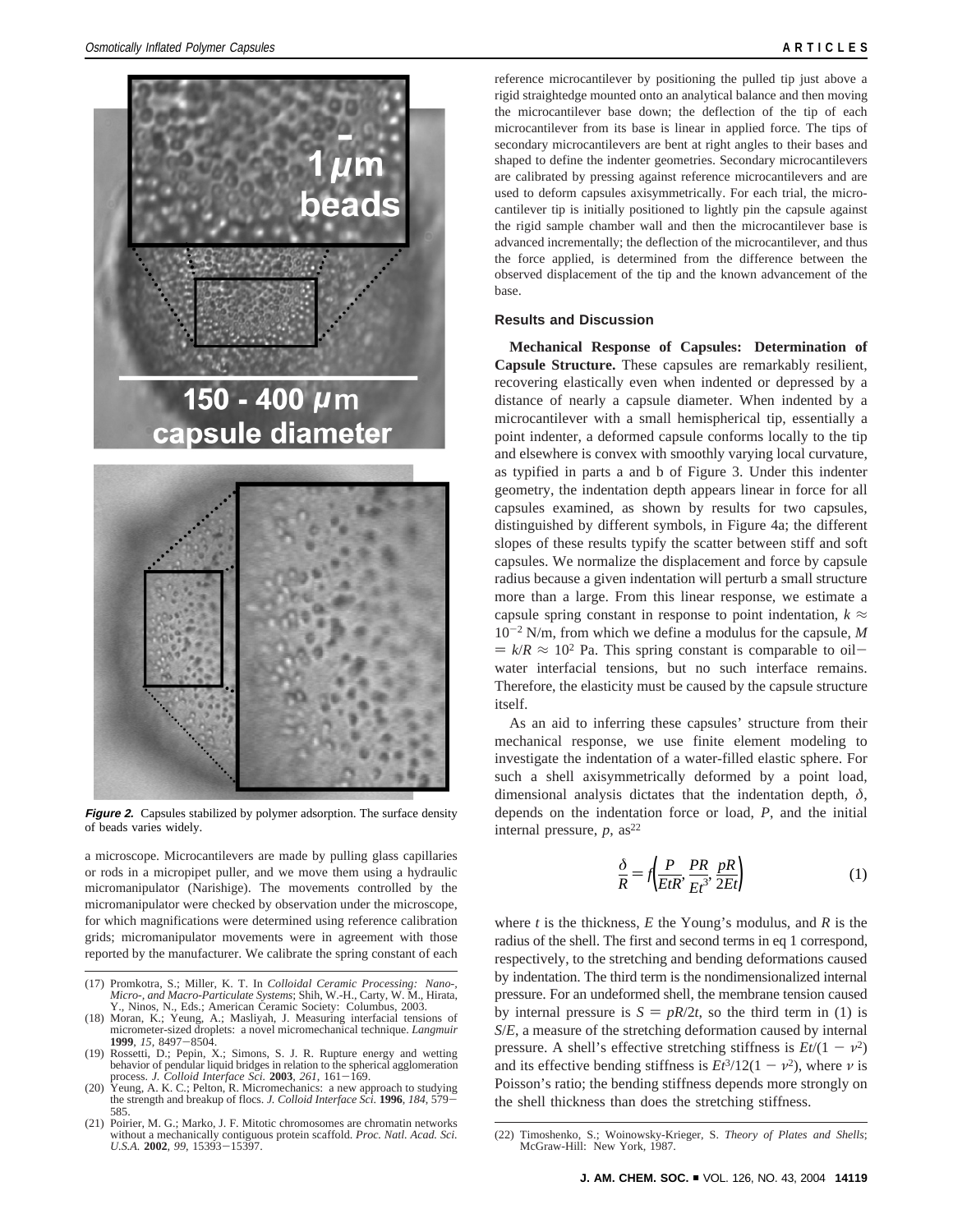**Figure 2.** Capsules stabilized by polymer adsorption. The surface density of beads varies widely.

a microscope. Microcantilevers are made by pulling glass capillaries or rods in a micropipet puller, and we move them using a hydraulic micromanipulator (Narishige). The movements controlled by the micromanipulator were checked by observation under the microscope, for which magnifications were determined using reference calibration grids; micromanipulator movements were in agreement with those reported by the manufacturer. We calibrate the spring constant of each reference microcantilever by positioning the pulled tip just above a rigid straightedge mounted onto an analytical balance and then moving the microcantilever base down; the deflection of the tip of each microcantilever from its base is linear in applied force. The tips of secondary microcantilevers are bent at right angles to their bases and shaped to define the indenter geometries. Secondary microcantilevers are calibrated by pressing against reference microcantilevers and are used to deform capsules axisymmetrically. For each trial, the microcantilever tip is initially positioned to lightly pin the capsule against the rigid sample chamber wall and then the microcantilever base is advanced incrementally; the deflection of the microcantilever, and thus the force applied, is determined from the difference between the observed displacement of the tip and the known advancement of the base.

## Results and Discussion

**Mechanical Response of Capsules: Determination of Capsule Structure.** These capsules are remarkably resilient, recovering elastically even when indented or depressed by a distance of nearly a capsule diameter. When indented by a microcantilever with a small hemispherical tip, essentially a point indenter, a deformed capsule conforms locally to the tip and elsewhere is convex with smoothly varying local curvature, as typified in parts a and b of Figure 3. Under this indenter geometry, the indentation depth appears linear in force for all capsules examined, as shown by results for two capsules, distinguished by different symbols, in Figure 4a; the different slopes of these results typify the scatter between stiff and soft capsules. We normalize the displacement and force by capsule radius because a given indentation will perturb a small structure more than a large. From this linear response, we estimate a capsule spring constant in response to point indentation, $k \approx 10^{-2}$ N/m, from which we define a modulus for the capsule, $M = k/R \approx 10^{2}$ Pa. This spring constant is comparable to oil–water interfacial tensions, but no such interface remains. Therefore, the elasticity must be caused by the capsule structure itself.

As an aid to inferring these capsules' structure from their mechanical response, we use finite element modeling to investigate the indentation of a water-filled elastic sphere. For such a shell axisymmetrically deformed by a point load, dimensional analysis dictates that the indentation depth, $\delta$, depends on the indentation force or load, $P$, and the initial internal pressure, $p$, as[22]

$$\frac{\delta}{R} = f\left(\frac{P}{EtR}, \frac{PR}{Et^3}, \frac{pR}{2Et}\right) \tag{1}$$

where $t$ is the thickness, $E$ the Young's modulus, and $R$ is the radius of the shell. The first and second terms in eq 1 correspond, respectively, to the stretching and bending deformations caused by indentation. The third term is the nondimensionalized internal pressure. For an undeformed shell, the membrane tension caused by internal pressure is $S = pR/2t$, so the third term in (1) is $S/E$, a measure of the stretching deformation caused by internal pressure. A shell's effective stretching stiffness is $Et/(1 - \nu^2)$ and its effective bending stiffness is $Et^3/12(1 - \nu^2)$, where $\nu$ is Poisson's ratio; the bending stiffness depends more strongly on the shell thickness than does the stretching stiffness.

(17) Promkotra, S.; Miller, K. T. In *Colloidal Ceramic Processing: Nano-, Micro-, and Macro-Particulate Systems*; Shih, W.-H., Carty, W. M., Hirata, Y., Ninos, N., Eds.; American Ceramic Society: Columbus, 2003.

(18) Moran, K.; Yeung, A.; Masliyah, J. Measuring interfacial tensions of micrometer-sized droplets: a novel micromechanical technique. *Langmuir* **1999**, *15*, 8497–8504.

(19) Rossetti, D.; Pepin, X.; Simons, S. J. R. Rupture energy and wetting behavior of pendular liquid bridges in relation to the spherical agglomeration process. *J. Colloid Interface Sci.* **2003**, *261*, 161–169.

(20) Yeung, A. K. C.; Pelton, R. Micromechanics: a new approach to studying the strength and breakup of flocs. *J. Colloid Interface Sci.* **1996**, *184*, 579–585.

(21) Poirier, M. G.; Marko, J. F. Mitotic chromosomes are chromatin networks without a mechanically contiguous protein scaffold. *Proc. Natl. Acad. Sci. U.S.A.* **2002**, *99*, 15393–15397.

(22) Timoshenko, S.; Woinowsky-Krieger, S. *Theory of Plates and Shells*; McGraw-Hill: New York, 1987.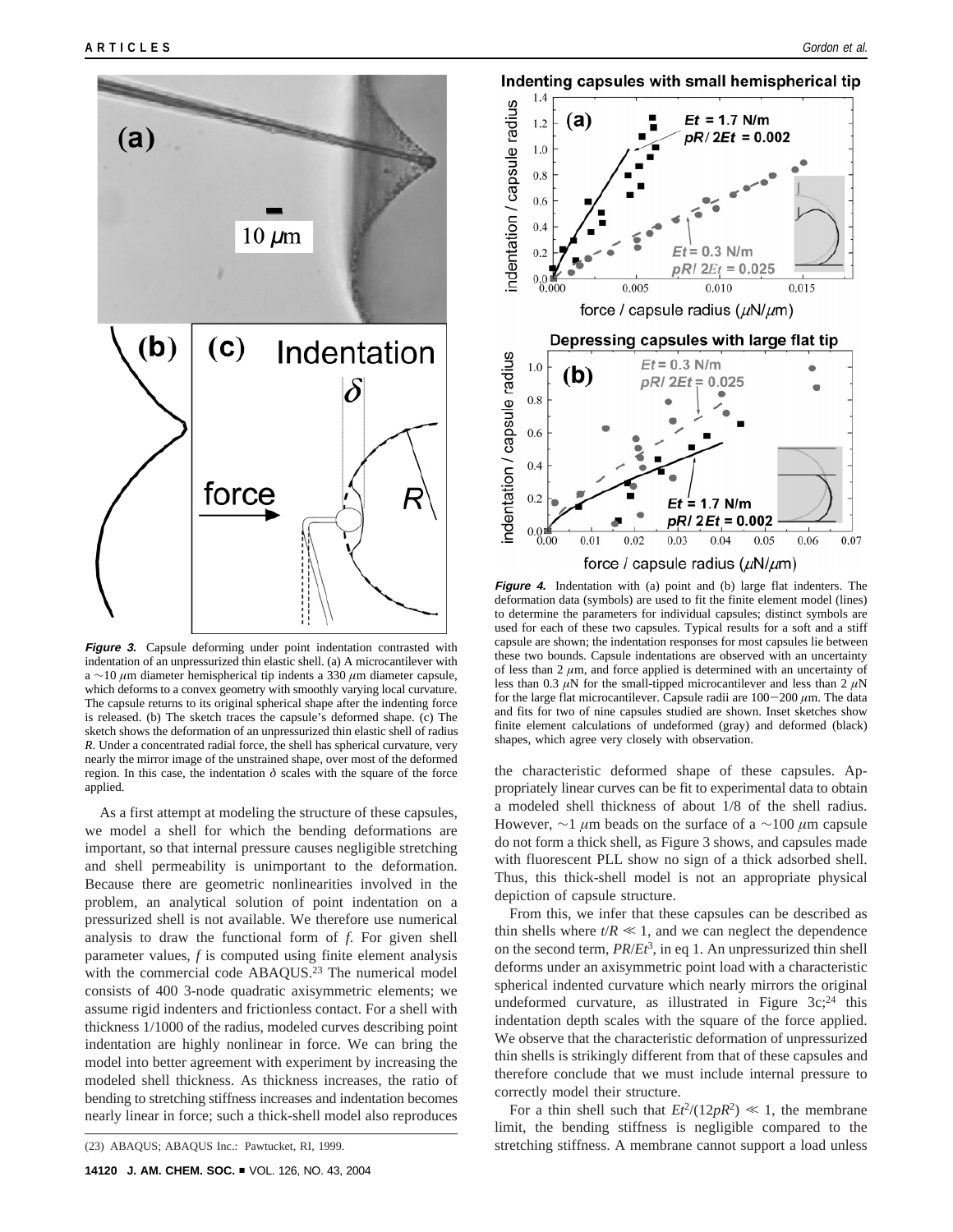**Figure 3.** Capsule deforming under point indentation contrasted with indentation of an unpressurized thin elastic shell. (a) A microcantilever with a ~10 $\mu$m diameter hemispherical tip indents a 330 $\mu$m diameter capsule, which deforms to a convex geometry with smoothly varying local curvature. The capsule returns to its original spherical shape after the indenting force is released. (b) The sketch traces the capsule's deformed shape. (c) The sketch shows the deformation of an unpressurized thin elastic shell of radius $R$. Under a concentrated radial force, the shell has spherical curvature, very nearly the mirror image of the unstrained shape, over most of the deformed region. In this case, the indentation $\delta$ scales with the square of the force applied.

**Figure 4.** Indentation with (a) point and (b) large flat indenters. The deformation data (symbols) are used to fit the finite element model (lines) to determine the parameters for individual capsules; distinct symbols are used for each of these two capsules. Typical results for a soft and a stiff capsule are shown; the indentation responses for most capsules lie between these two bounds. Capsule indentations are observed with an uncertainty of less than 2 $\mu$m, and force applied is determined with an uncertainty of less than 0.3 $\mu$N for the small-tipped microcantilever and less than 2 $\mu$N for the large flat microcantilever. Capsule radii are 100−200 $\mu$m. The data and fits for two of nine capsules studied are shown. Inset sketches show finite element calculations of undeformed (gray) and deformed (black) shapes, which agree very closely with observation.

As a first attempt at modeling the structure of these capsules, we model a shell for which the bending deformations are important, so that internal pressure causes negligible stretching and shell permeability is unimportant to the deformation. Because there are geometric nonlinearities involved in the problem, an analytical solution of point indentation on a pressurized shell is not available. We therefore use numerical analysis to draw the functional form of $f$. For given shell parameter values, $f$ is computed using finite element analysis with the commercial code ABAQUS.[23] The numerical model consists of 400 3-node quadratic axisymmetric elements; we assume rigid indenters and frictionless contact. For a shell with thickness 1/1000 of the radius, modeled curves describing point indentation are highly nonlinear in force. We can bring the model into better agreement with experiment by increasing the modeled shell thickness. As thickness increases, the ratio of bending to stretching stiffness increases and indentation becomes nearly linear in force; such a thick-shell model also reproduces the characteristic deformed shape of these capsules. Appropriately linear curves can be fit to experimental data to obtain a modeled shell thickness of about 1/8 of the shell radius. However, ~1 $\mu$m beads on the surface of a ~100 $\mu$m capsule do not form a thick shell, as Figure 3 shows, and capsules made with fluorescent PLL show no sign of a thick adsorbed shell. Thus, this thick-shell model is not an appropriate physical depiction of capsule structure.

From this, we infer that these capsules can be described as thin shells where $t/R \ll 1$, and we can neglect the dependence on the second term, $PR/Et^3$, in eq 1. An unpressurized thin shell deforms under an axisymmetric point load with a characteristic spherical indented curvature which nearly mirrors the original undeformed curvature, as illustrated in Figure 3c;[24] this indentation depth scales with the square of the force applied. We observe that the characteristic deformation of unpressurized thin shells is strikingly different from that of these capsules and therefore conclude that we must include internal pressure to correctly model their structure.

For a thin shell such that $Et^2/(12pR^2) \ll 1$, the membrane limit, the bending stiffness is negligible compared to the stretching stiffness. A membrane cannot support a load unless

(23) ABAQUS; ABAQUS Inc.: Pawtucket, RI, 1999.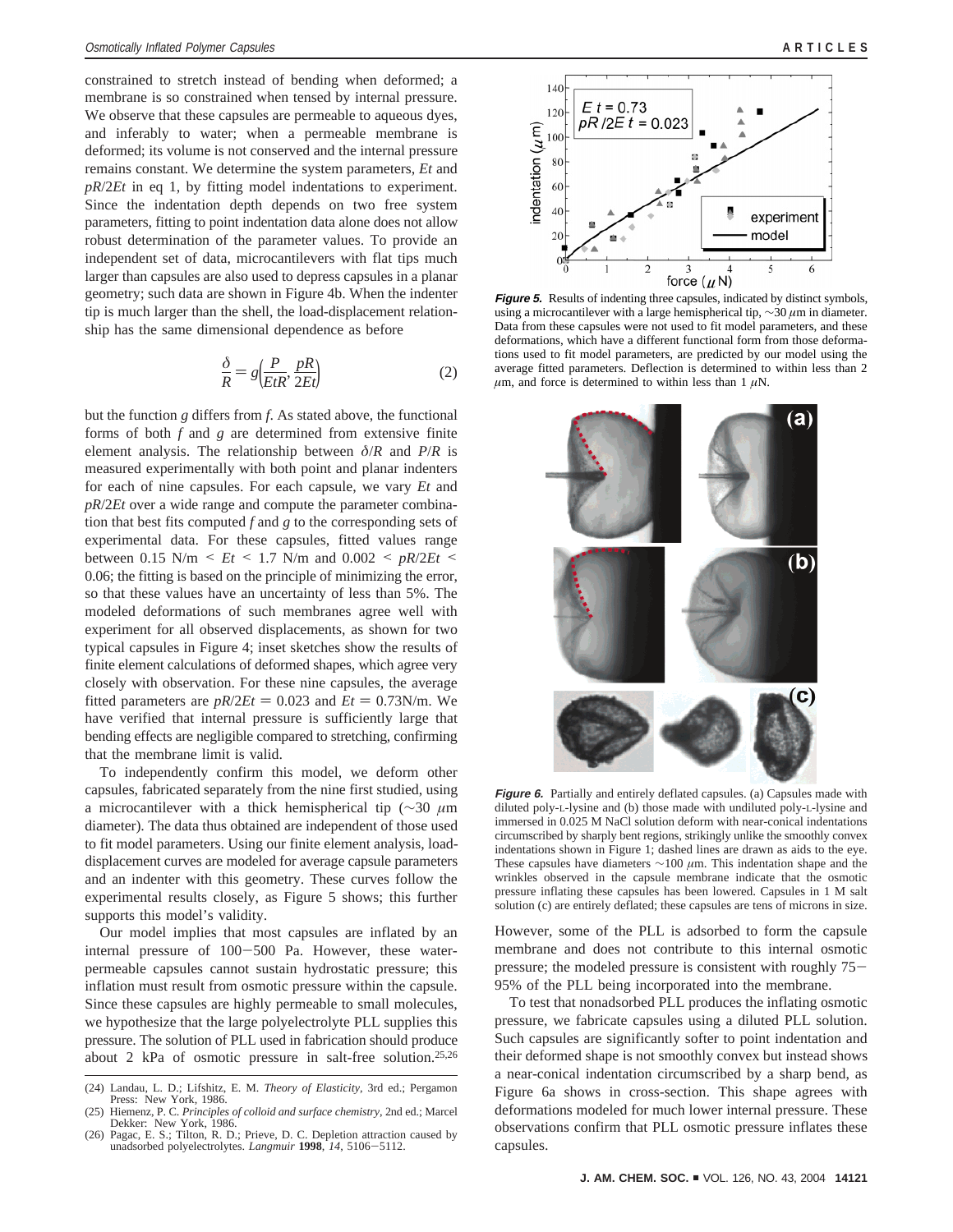constrained to stretch instead of bending when deformed; a membrane is so constrained when tensed by internal pressure. We observe that these capsules are permeable to aqueous dyes, and inferably to water; when a permeable membrane is deformed; its volume is not conserved and the internal pressure remains constant. We determine the system parameters, $Et$ and $pR/2Et$ in eq 1, by fitting model indentations to experiment. Since the indentation depth depends on two free system parameters, fitting to point indentation data alone does not allow robust determination of the parameter values. To provide an independent set of data, microcantilevers with flat tips much larger than capsules are also used to depress capsules in a planar geometry; such data are shown in Figure 4b. When the indenter tip is much larger than the shell, the load-displacement relationship has the same dimensional dependence as before

$$\frac{\delta}{R} = g\left(\frac{P}{EtR}, \frac{pR}{2Et}\right) \tag{2}$$

but the function $g$ differs from $f$. As stated above, the functional forms of both $f$ and $g$ are determined from extensive finite element analysis. The relationship between $\delta/R$ and $P/R$ is measured experimentally with both point and planar indenters for each of nine capsules. For each capsule, we vary $Et$ and $pR/2Et$ over a wide range and compute the parameter combination that best fits computed $f$ and $g$ to the corresponding sets of experimental data. For these capsules, fitted values range between 0.15 N/m $< Et <$ 1.7 N/m and 0.002 $< pR/2Et <$ 0.06; the fitting is based on the principle of minimizing the error, so that these values have an uncertainty of less than 5%. The modeled deformations of such membranes agree well with experiment for all observed displacements, as shown for two typical capsules in Figure 4; inset sketches show the results of finite element calculations of deformed shapes, which agree very closely with observation. For these nine capsules, the average fitted parameters are $pR/2Et = 0.023$ and $Et = 0.73$N/m. We have verified that internal pressure is sufficiently large that bending effects are negligible compared to stretching, confirming that the membrane limit is valid.

To independently confirm this model, we deform other capsules, fabricated separately from the nine first studied, using a microcantilever with a thick hemispherical tip (~30 μm diameter). The data thus obtained are independent of those used to fit model parameters. Using our finite element analysis, load-displacement curves are modeled for average capsule parameters and an indenter with this geometry. These curves follow the experimental results closely, as Figure 5 shows; this further supports this model's validity.

Our model implies that most capsules are inflated by an internal pressure of 100–500 Pa. However, these water-permeable capsules cannot sustain hydrostatic pressure; this inflation must result from osmotic pressure within the capsule. Since these capsules are highly permeable to small molecules, we hypothesize that the large polyelectrolyte PLL supplies this pressure. The solution of PLL used in fabrication should produce about 2 kPa of osmotic pressure in salt-free solution.[25,26] However, some of the PLL is adsorbed to form the capsule membrane and does not contribute to this internal osmotic pressure; the modeled pressure is consistent with roughly 75–95% of the PLL being incorporated into the membrane.

To test that nonadsorbed PLL produces the inflating osmotic pressure, we fabricate capsules using a diluted PLL solution. Such capsules are significantly softer to point indentation and their deformed shape is not smoothly convex but instead shows a near-conical indentation circumscribed by a sharp bend, as Figure 6a shows in cross-section. This shape agrees with deformations modeled for much lower internal pressure. These observations confirm that PLL osmotic pressure inflates these capsules.

**Figure 5.** Results of indenting three capsules, indicated by distinct symbols, using a microcantilever with a large hemispherical tip, ~30 μm in diameter. Data from these capsules were not used to fit model parameters, and these deformations, which have a different functional form from those deformations used to fit model parameters, are predicted by our model using the average fitted parameters. Deflection is determined to within less than 2 μm, and force is determined to within less than 1 μN.

**Figure 6.** Partially and entirely deflated capsules. (a) Capsules made with diluted poly-L-lysine and (b) those made with undiluted poly-L-lysine and immersed in 0.025 M NaCl solution deform with near-conical indentations circumscribed by sharply bent regions, strikingly unlike the smoothly convex indentations shown in Figure 1; dashed lines are drawn as aids to the eye. These capsules have diameters ~100 μm. This indentation shape and the wrinkles observed in the capsule membrane indicate that the osmotic pressure inflating these capsules has been lowered. Capsules in 1 M salt solution (c) are entirely deflated; these capsules are tens of microns in size.

(24) Landau, L. D.; Lifshitz, E. M. *Theory of Elasticity*, 3rd ed.; Pergamon Press: New York, 1986.
(25) Hiemenz, P. C. *Principles of colloid and surface chemistry*, 2nd ed.; Marcel Dekker: New York, 1986.
(26) Pagac, E. S.; Tilton, R. D.; Prieve, D. C. Depletion attraction caused by unadsorbed polyelectrolytes. *Langmuir* **1998**, *14*, 5106–5112.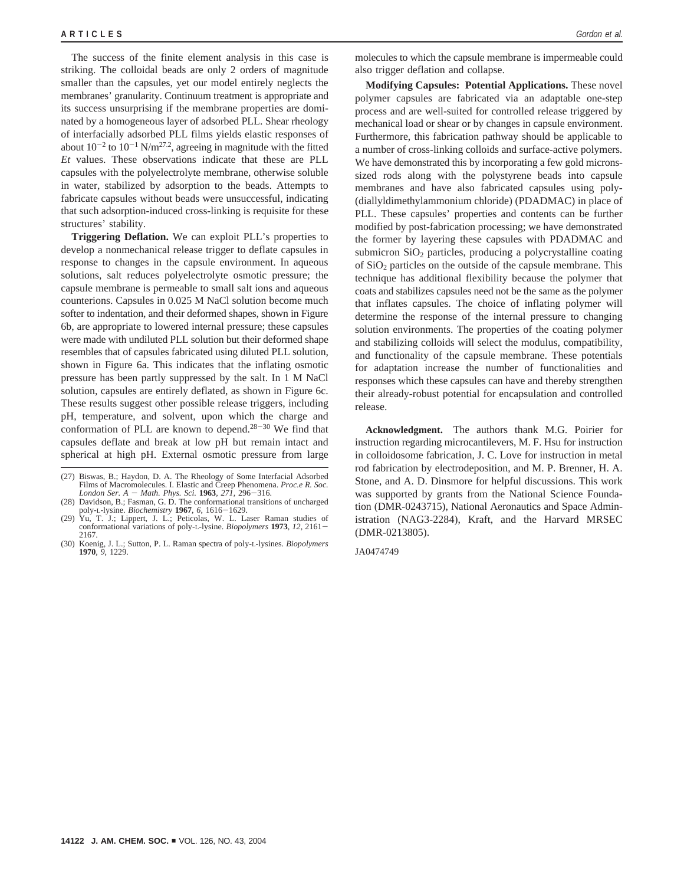The success of the finite element analysis in this case is striking. The colloidal beads are only 2 orders of magnitude smaller than the capsules, yet our model entirely neglects the membranes' granularity. Continuum treatment is appropriate and its success unsurprising if the membrane properties are dominated by a homogeneous layer of adsorbed PLL. Shear rheology of interfacially adsorbed PLL films yields elastic responses of about $10^{-2}$ to $10^{-1}$ N/m[27,2], agreeing in magnitude with the fitted *Et* values. These observations indicate that these are PLL capsules with the polyelectrolyte membrane, otherwise soluble in water, stabilized by adsorption to the beads. Attempts to fabricate capsules without beads were unsuccessful, indicating that such adsorption-induced cross-linking is requisite for these structures' stability.

**Triggering Deflation.** We can exploit PLL's properties to develop a nonmechanical release trigger to deflate capsules in response to changes in the capsule environment. In aqueous solutions, salt reduces polyelectrolyte osmotic pressure; the capsule membrane is permeable to small salt ions and aqueous counterions. Capsules in 0.025 M NaCl solution become much softer to indentation, and their deformed shapes, shown in Figure 6b, are appropriate to lowered internal pressure; these capsules were made with undiluted PLL solution but their deformed shape resembles that of capsules fabricated using diluted PLL solution, shown in Figure 6a. This indicates that the inflating osmotic pressure has been partly suppressed by the salt. In 1 M NaCl solution, capsules are entirely deflated, as shown in Figure 6c. These results suggest other possible release triggers, including pH, temperature, and solvent, upon which the charge and conformation of PLL are known to depend.[28-30] We find that capsules deflate and break at low pH but remain intact and spherical at high pH. External osmotic pressure from large molecules to which the capsule membrane is impermeable could also trigger deflation and collapse.

**Modifying Capsules: Potential Applications.** These novel polymer capsules are fabricated via an adaptable one-step process and are well-suited for controlled release triggered by mechanical load or shear or by changes in capsule environment. Furthermore, this fabrication pathway should be applicable to a number of cross-linking colloids and surface-active polymers. We have demonstrated this by incorporating a few gold micronssized rods along with the polystyrene beads into capsule membranes and have also fabricated capsules using poly-(diallyldimethylammonium chloride) (PDADMAC) in place of PLL. These capsules' properties and contents can be further modified by post-fabrication processing; we have demonstrated the former by layering these capsules with PDADMAC and submicron $SiO_2$ particles, producing a polycrystalline coating of $SiO_2$ particles on the outside of the capsule membrane. This technique has additional flexibility because the polymer that coats and stabilizes capsules need not be the same as the polymer that inflates capsules. The choice of inflating polymer will determine the response of the internal pressure to changing solution environments. The properties of the coating polymer and stabilizing colloids will select the modulus, compatibility, and functionality of the capsule membrane. These potentials for adaptation increase the number of functionalities and responses which these capsules can have and thereby strengthen their already-robust potential for encapsulation and controlled release.

**Acknowledgment.** The authors thank M.G. Poirier for instruction regarding microcantilevers, M. F. Hsu for instruction in colloidosome fabrication, J. C. Love for instruction in metal rod fabrication by electrodeposition, and M. P. Brenner, H. A. Stone, and A. D. Dinsmore for helpful discussions. This work was supported by grants from the National Science Foundation (DMR-0243715), National Aeronautics and Space Administration (NAG3-2284), Kraft, and the Harvard MRSEC (DMR-0213805).

JA0474749

(27) Biswas, B.; Haydon, D. A. The Rheology of Some Interfacial Adsorbed Films of Macromolecules. I. Elastic and Creep Phenomena. *Proc.e R. Soc. London Ser. A − Math. Phys. Sci.* **1963**, *271*, 296−316.

(28) Davidson, B.; Fasman, G. D. The conformational transitions of uncharged poly-L-lysine. *Biochemistry* **1967**, *6*, 1616−1629.

(29) Yu, T. J.; Lippert, J. L.; Peticolas, W. L. Laser Raman studies of conformational variations of poly-L-lysine. *Biopolymers* **1973**, *12*, 2161−2167.

(30) Koenig, J. L.; Sutton, P. L. Raman spectra of poly-L-lysines. *Biopolymers* **1970**, *9*, 1229.